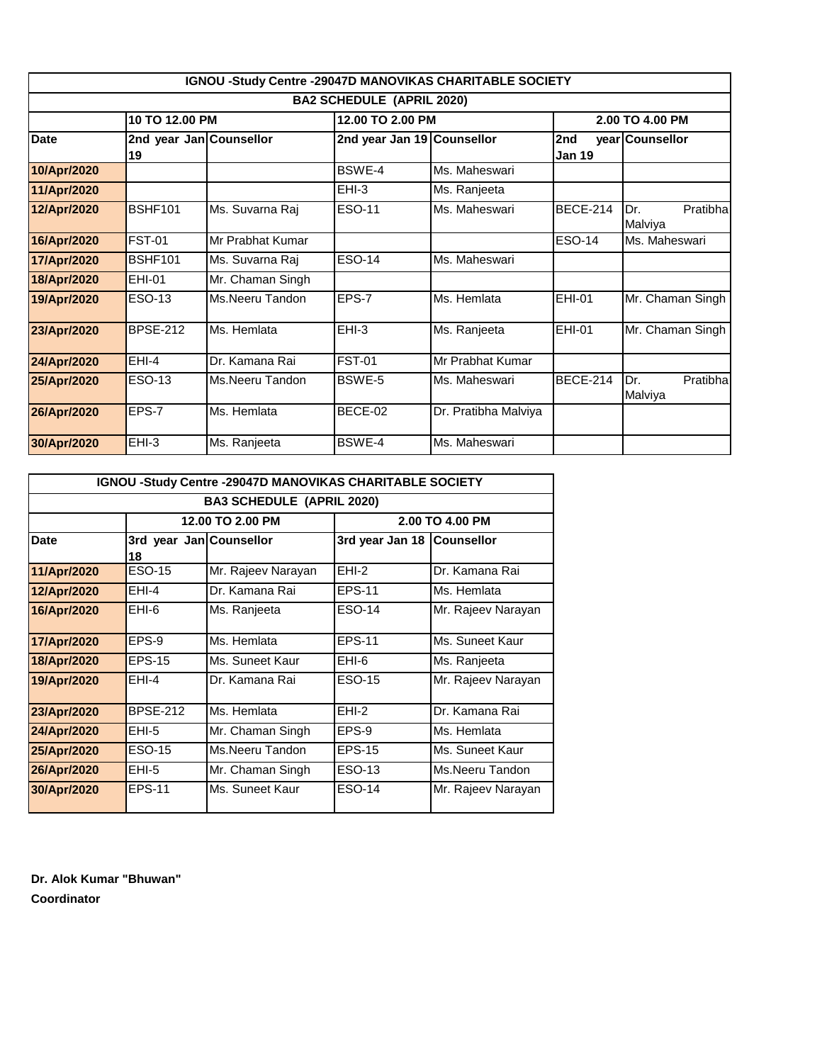**IGNOU -Study Centre -29047D MANOVIKAS CHARITABLE SOCIETY**

**BA2 SCHEDULE (APRIL 2020)**

| | 10 TO 12.00 PM | | 12.00 TO 2.00 PM | | 2.00 TO 4.00 PM | |
|---|---|---|---|---|---|---|
| **Date** | **2nd year Jan 19** | **Counsellor** | **2nd year Jan 19** | **Counsellor** | **2nd year Jan 19** | **Counsellor** |
| 10/Apr/2020 | | | BSWE-4 | Ms. Maheswari | | |
| 11/Apr/2020 | | | EHI-3 | Ms. Ranjeeta | | |
| 12/Apr/2020 | BSHF101 | Ms. Suvarna Raj | ESO-11 | Ms. Maheswari | BECE-214 | Dr. Pratibha Malviya |
| 16/Apr/2020 | FST-01 | Mr Prabhat Kumar | | | ESO-14 | Ms. Maheswari |
| 17/Apr/2020 | BSHF101 | Ms. Suvarna Raj | ESO-14 | Ms. Maheswari | | |
| 18/Apr/2020 | EHI-01 | Mr. Chaman Singh | | | | |
| 19/Apr/2020 | ESO-13 | Ms.Neeru Tandon | EPS-7 | Ms. Hemlata | EHI-01 | Mr. Chaman Singh |
| 23/Apr/2020 | BPSE-212 | Ms. Hemlata | EHI-3 | Ms. Ranjeeta | EHI-01 | Mr. Chaman Singh |
| 24/Apr/2020 | EHI-4 | Dr. Kamana Rai | FST-01 | Mr Prabhat Kumar | | |
| 25/Apr/2020 | ESO-13 | Ms.Neeru Tandon | BSWE-5 | Ms. Maheswari | BECE-214 | Dr. Pratibha Malviya |
| 26/Apr/2020 | EPS-7 | Ms. Hemlata | BECE-02 | Dr. Pratibha Malviya | | |
| 30/Apr/2020 | EHI-3 | Ms. Ranjeeta | BSWE-4 | Ms. Maheswari | | |

**IGNOU -Study Centre -29047D MANOVIKAS CHARITABLE SOCIETY**

**BA3 SCHEDULE (APRIL 2020)**

| | 12.00 TO 2.00 PM | | 2.00 TO 4.00 PM | |
|---|---|---|---|---|
| **Date** | **3rd year Jan 18** | **Counsellor** | **3rd year Jan 18** | **Counsellor** |
| 11/Apr/2020 | ESO-15 | Mr. Rajeev Narayan | EHI-2 | Dr. Kamana Rai |
| 12/Apr/2020 | EHI-4 | Dr. Kamana Rai | EPS-11 | Ms. Hemlata |
| 16/Apr/2020 | EHI-6 | Ms. Ranjeeta | ESO-14 | Mr. Rajeev Narayan |
| 17/Apr/2020 | EPS-9 | Ms. Hemlata | EPS-11 | Ms. Suneet Kaur |
| 18/Apr/2020 | EPS-15 | Ms. Suneet Kaur | EHI-6 | Ms. Ranjeeta |
| 19/Apr/2020 | EHI-4 | Dr. Kamana Rai | ESO-15 | Mr. Rajeev Narayan |
| 23/Apr/2020 | BPSE-212 | Ms. Hemlata | EHI-2 | Dr. Kamana Rai |
| 24/Apr/2020 | EHI-5 | Mr. Chaman Singh | EPS-9 | Ms. Hemlata |
| 25/Apr/2020 | ESO-15 | Ms.Neeru Tandon | EPS-15 | Ms. Suneet Kaur |
| 26/Apr/2020 | EHI-5 | Mr. Chaman Singh | ESO-13 | Ms.Neeru Tandon |
| 30/Apr/2020 | EPS-11 | Ms. Suneet Kaur | ESO-14 | Mr. Rajeev Narayan |

**Dr. Alok Kumar "Bhuwan"**

**Coordinator**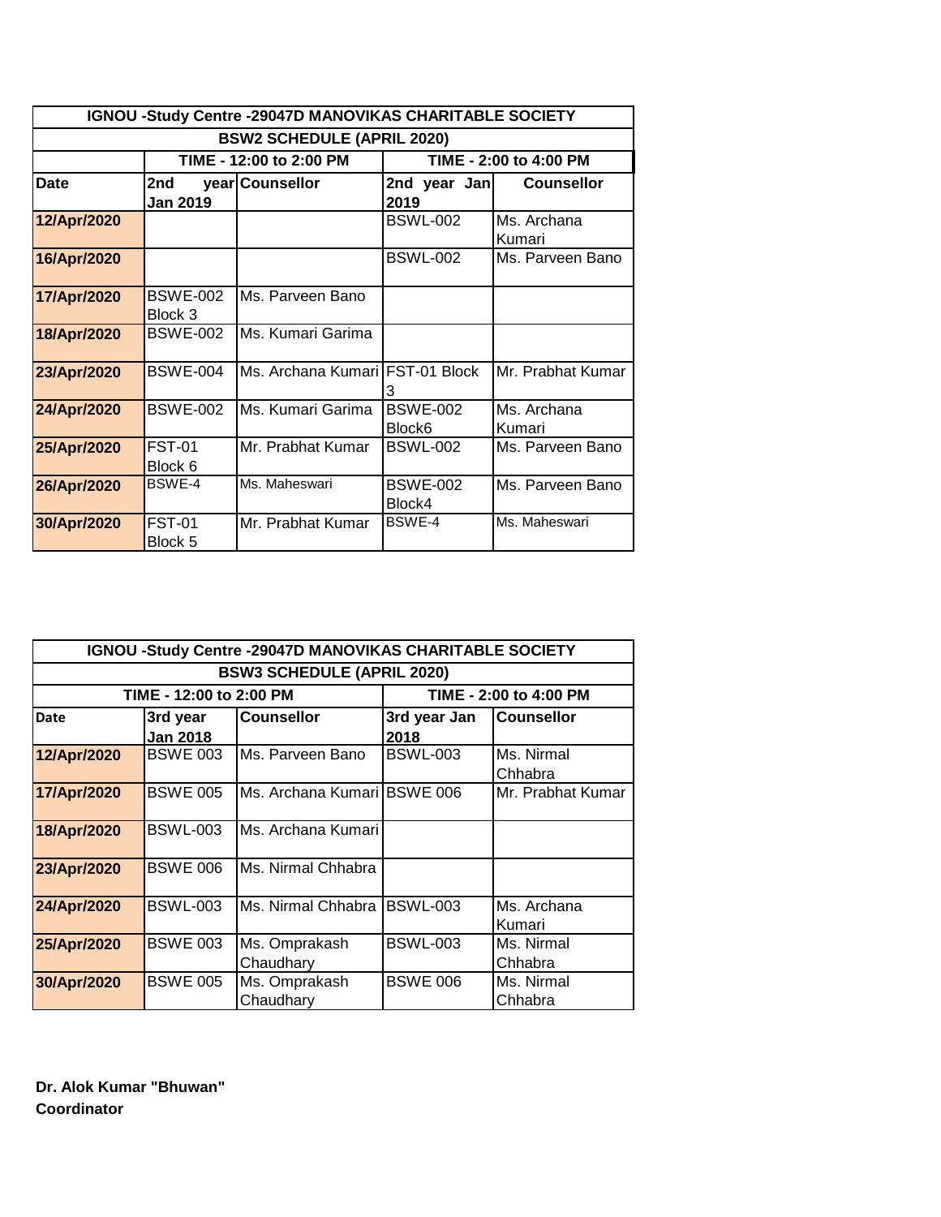| IGNOU -Study Centre -29047D MANOVIKAS CHARITABLE SOCIETY | | | | |
|---|---|---|---|---|
| **BSW2 SCHEDULE (APRIL 2020)** | | | | |
| | **TIME - 12:00 to 2:00 PM** | | **TIME - 2:00 to 4:00 PM** | |
| **Date** | **2nd year Jan 2019** | **Counsellor** | **2nd year Jan 2019** | **Counsellor** |
| **12/Apr/2020** | | | BSWL-002 | Ms. Archana Kumari |
| **16/Apr/2020** | | | BSWL-002 | Ms. Parveen Bano |
| **17/Apr/2020** | BSWE-002 Block 3 | Ms. Parveen Bano | | |
| **18/Apr/2020** | BSWE-002 | Ms. Kumari Garima | | |
| **23/Apr/2020** | BSWE-004 | Ms. Archana Kumari | FST-01 Block 3 | Mr. Prabhat Kumar |
| **24/Apr/2020** | BSWE-002 | Ms. Kumari Garima | BSWE-002 Block6 | Ms. Archana Kumari |
| **25/Apr/2020** | FST-01 Block 6 | Mr. Prabhat Kumar | BSWL-002 | Ms. Parveen Bano |
| **26/Apr/2020** | BSWE-4 | Ms. Maheswari | BSWE-002 Block4 | Ms. Parveen Bano |
| **30/Apr/2020** | FST-01 Block 5 | Mr. Prabhat Kumar | BSWE-4 | Ms. Maheswari |

| IGNOU -Study Centre -29047D MANOVIKAS CHARITABLE SOCIETY | | | | |
|---|---|---|---|---|
| **BSW3 SCHEDULE (APRIL 2020)** | | | | |
| **TIME - 12:00 to 2:00 PM** | | | **TIME - 2:00 to 4:00 PM** | |
| **Date** | **3rd year Jan 2018** | **Counsellor** | **3rd year Jan 2018** | **Counsellor** |
| **12/Apr/2020** | BSWE 003 | Ms. Parveen Bano | BSWL-003 | Ms. Nirmal Chhabra |
| **17/Apr/2020** | BSWE 005 | Ms. Archana Kumari | BSWE 006 | Mr. Prabhat Kumar |
| **18/Apr/2020** | BSWL-003 | Ms. Archana Kumari | | |
| **23/Apr/2020** | BSWE 006 | Ms. Nirmal Chhabra | | |
| **24/Apr/2020** | BSWL-003 | Ms. Nirmal Chhabra | BSWL-003 | Ms. Archana Kumari |
| **25/Apr/2020** | BSWE 003 | Ms. Omprakash Chaudhary | BSWL-003 | Ms. Nirmal Chhabra |
| **30/Apr/2020** | BSWE 005 | Ms. Omprakash Chaudhary | BSWE 006 | Ms. Nirmal Chhabra |

**Dr. Alok Kumar "Bhuwan"**
**Coordinator**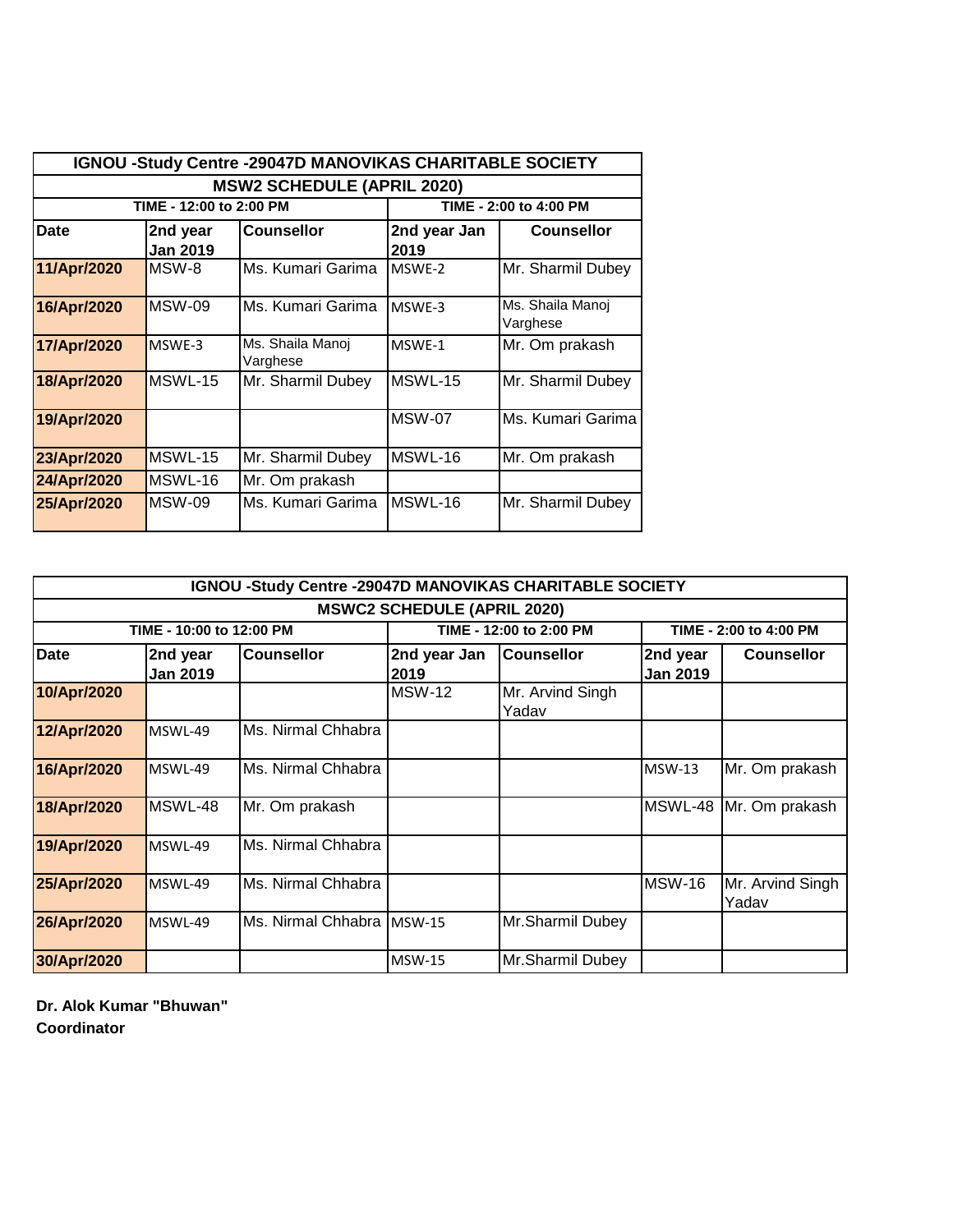| IGNOU -Study Centre -29047D MANOVIKAS CHARITABLE SOCIETY | | | | |
|---|---|---|---|---|
| MSW2 SCHEDULE (APRIL 2020) | | | | |
| TIME - 12:00 to 2:00 PM | | | TIME - 2:00 to 4:00 PM | |
| Date | 2nd year Jan 2019 | Counsellor | 2nd year Jan 2019 | Counsellor |
| 11/Apr/2020 | MSW-8 | Ms. Kumari Garima | MSWE-2 | Mr. Sharmil Dubey |
| 16/Apr/2020 | MSW-09 | Ms. Kumari Garima | MSWE-3 | Ms. Shaila Manoj Varghese |
| 17/Apr/2020 | MSWE-3 | Ms. Shaila Manoj Varghese | MSWE-1 | Mr. Om prakash |
| 18/Apr/2020 | MSWL-15 | Mr. Sharmil Dubey | MSWL-15 | Mr. Sharmil Dubey |
| 19/Apr/2020 | | | MSW-07 | Ms. Kumari Garima |
| 23/Apr/2020 | MSWL-15 | Mr. Sharmil Dubey | MSWL-16 | Mr. Om prakash |
| 24/Apr/2020 | MSWL-16 | Mr. Om prakash | | |
| 25/Apr/2020 | MSW-09 | Ms. Kumari Garima | MSWL-16 | Mr. Sharmil Dubey |

| IGNOU -Study Centre -29047D MANOVIKAS CHARITABLE SOCIETY | | | | | | |
|---|---|---|---|---|---|---|
| MSWC2 SCHEDULE (APRIL 2020) | | | | | | |
| TIME - 10:00 to 12:00 PM | | | TIME - 12:00 to 2:00 PM | | TIME - 2:00 to 4:00 PM | |
| Date | 2nd year Jan 2019 | Counsellor | 2nd year Jan 2019 | Counsellor | 2nd year Jan 2019 | Counsellor |
| 10/Apr/2020 | | | MSW-12 | Mr. Arvind Singh Yadav | | |
| 12/Apr/2020 | MSWL-49 | Ms. Nirmal Chhabra | | | | |
| 16/Apr/2020 | MSWL-49 | Ms. Nirmal Chhabra | | | MSW-13 | Mr. Om prakash |
| 18/Apr/2020 | MSWL-48 | Mr. Om prakash | | | MSWL-48 | Mr. Om prakash |
| 19/Apr/2020 | MSWL-49 | Ms. Nirmal Chhabra | | | | |
| 25/Apr/2020 | MSWL-49 | Ms. Nirmal Chhabra | | | MSW-16 | Mr. Arvind Singh Yadav |
| 26/Apr/2020 | MSWL-49 | Ms. Nirmal Chhabra | MSW-15 | Mr.Sharmil Dubey | | |
| 30/Apr/2020 | | | MSW-15 | Mr.Sharmil Dubey | | |

**Dr. Alok Kumar "Bhuwan"**
**Coordinator**